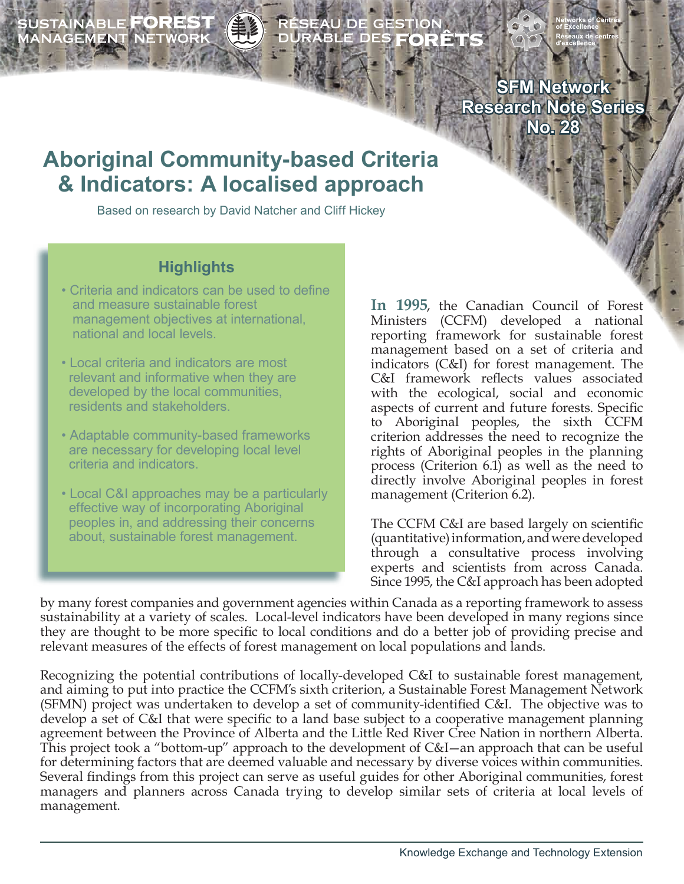SFM Network Research Note Series No. 28

# Aboriginal Community-based Criteria & Indicators: A localised approach

Based on research by David Natcher and Cliff Hickey

## Highlights

- Criteria and indicators can be used to define and measure sustainable forest management objectives at international, national and local levels.
- Local criteria and indicators are most relevant and informative when they are developed by the local communities, residents and stakeholders.
- Adaptable community-based frameworks are necessary for developing local level criteria and indicators.
- Local C&I approaches may be a particularly effective way of incorporating Aboriginal peoples in, and addressing their concerns about, sustainable forest management.

**In 1995**, the Canadian Council of Forest Ministers (CCFM) developed a national reporting framework for sustainable forest management based on a set of criteria and indicators (C&I) for forest management. The C&I framework reflects values associated with the ecological, social and economic aspects of current and future forests. Specific to Aboriginal peoples, the sixth CCFM criterion addresses the need to recognize the rights of Aboriginal peoples in the planning process (Criterion 6.1) as well as the need to directly involve Aboriginal peoples in forest management (Criterion 6.2).

The CCFM C&I are based largely on scientific (quantitative) information, and were developed through a consultative process involving experts and scientists from across Canada. Since 1995, the C&I approach has been adopted by many forest companies and government agencies within Canada as a reporting framework to assess sustainability at a variety of scales. Local-level indicators have been developed in many regions since they are thought to be more specific to local conditions and do a better job of providing precise and relevant measures of the effects of forest management on local populations and lands.

Recognizing the potential contributions of locally-developed C&I to sustainable forest management, and aiming to put into practice the CCFM's sixth criterion, a Sustainable Forest Management Network (SFMN) project was undertaken to develop a set of community-identified C&I. The objective was to develop a set of C&I that were specific to a land base subject to a cooperative management planning agreement between the Province of Alberta and the Little Red River Cree Nation in northern Alberta. This project took a "bottom-up" approach to the development of C&I—an approach that can be useful for determining factors that are deemed valuable and necessary by diverse voices within communities. Several findings from this project can serve as useful guides for other Aboriginal communities, forest managers and planners across Canada trying to develop similar sets of criteria at local levels of management.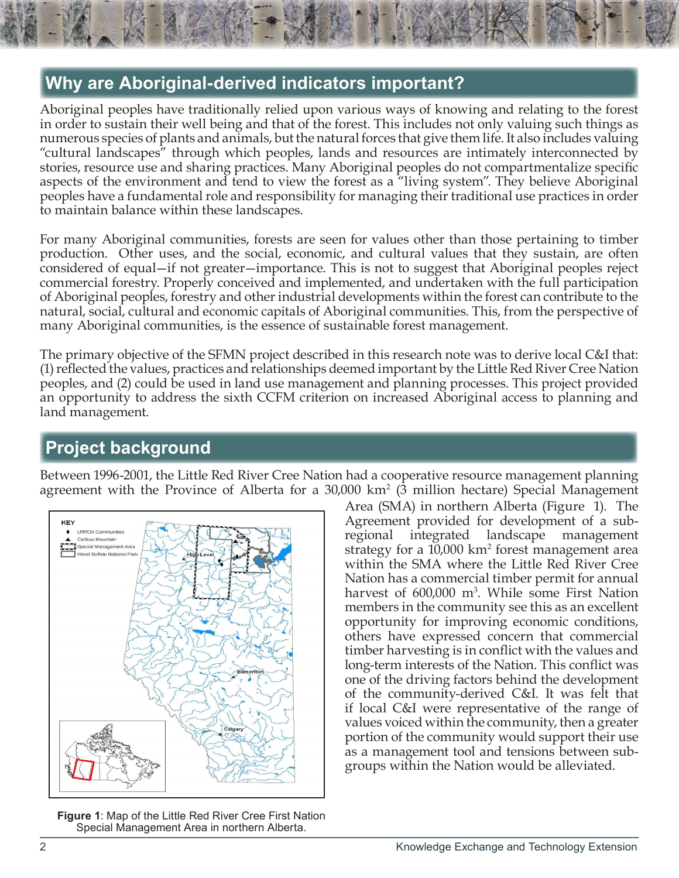## Why are Aboriginal-derived indicators important?

Aboriginal peoples have traditionally relied upon various ways of knowing and relating to the forest in order to sustain their well being and that of the forest. This includes not only valuing such things as numerous species of plants and animals, but the natural forces that give them life. It also includes valuing "cultural landscapes" through which peoples, lands and resources are intimately interconnected by stories, resource use and sharing practices. Many Aboriginal peoples do not compartmentalize specific aspects of the environment and tend to view the forest as a "living system". They believe Aboriginal peoples have a fundamental role and responsibility for managing their traditional use practices in order to maintain balance within these landscapes.

For many Aboriginal communities, forests are seen for values other than those pertaining to timber production. Other uses, and the social, economic, and cultural values that they sustain, are often considered of equal—if not greater—importance. This is not to suggest that Aboriginal peoples reject commercial forestry. Properly conceived and implemented, and undertaken with the full participation of Aboriginal peoples, forestry and other industrial developments within the forest can contribute to the natural, social, cultural and economic capitals of Aboriginal communities. This, from the perspective of many Aboriginal communities, is the essence of sustainable forest management.

The primary objective of the SFMN project described in this research note was to derive local C&I that: (1) reflected the values, practices and relationships deemed important by the Little Red River Cree Nation peoples, and (2) could be used in land use management and planning processes. This project provided an opportunity to address the sixth CCFM criterion on increased Aboriginal access to planning and land management.

## Project background

Between 1996-2001, the Little Red River Cree Nation had a cooperative resource management planning agreement with the Province of Alberta for a 30,000 km$^2$ (3 million hectare) Special Management Area (SMA) in northern Alberta (Figure 1). The Agreement provided for development of a sub-regional integrated landscape management strategy for a 10,000 km$^2$ forest management area within the SMA where the Little Red River Cree Nation has a commercial timber permit for annual harvest of 600,000 m$^3$. While some First Nation members in the community see this as an excellent opportunity for improving economic conditions, others have expressed concern that commercial timber harvesting is in conflict with the values and long-term interests of the Nation. This conflict was one of the driving factors behind the development of the community-derived C&I. It was felt that if local C&I were representative of the range of values voiced within the community, then a greater portion of the community would support their use as a management tool and tensions between sub-groups within the Nation would be alleviated.

**Figure 1**: Map of the Little Red River Cree First Nation Special Management Area in northern Alberta.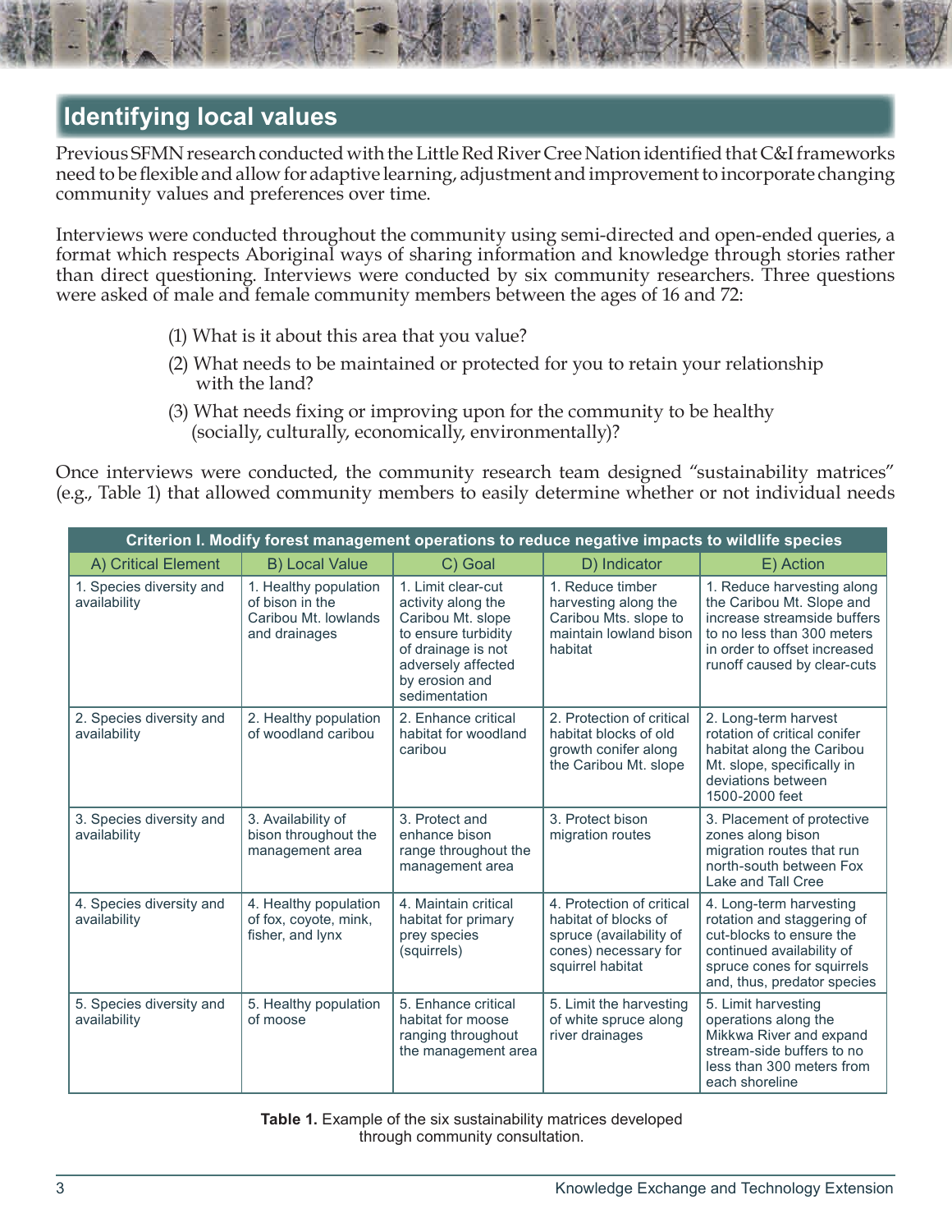## Identifying local values

Previous SFMN research conducted with the Little Red River Cree Nation identified that C&I frameworks need to be flexible and allow for adaptive learning, adjustment and improvement to incorporate changing community values and preferences over time.

Interviews were conducted throughout the community using semi-directed and open-ended queries, a format which respects Aboriginal ways of sharing information and knowledge through stories rather than direct questioning. Interviews were conducted by six community researchers. Three questions were asked of male and female community members between the ages of 16 and 72:

(1) What is it about this area that you value?

(2) What needs to be maintained or protected for you to retain your relationship with the land?

(3) What needs fixing or improving upon for the community to be healthy (socially, culturally, economically, environmentally)?

Once interviews were conducted, the community research team designed "sustainability matrices" (e.g., Table 1) that allowed community members to easily determine whether or not individual needs

| Criterion I. Modify forest management operations to reduce negative impacts to wildlife species | | | | |
|---|---|---|---|---|
| A) Critical Element | B) Local Value | C) Goal | D) Indicator | E) Action |
| 1. Species diversity and availability | 1. Healthy population of bison in the Caribou Mt. lowlands and drainages | 1. Limit clear-cut activity along the Caribou Mt. slope to ensure turbidity of drainage is not adversely affected by erosion and sedimentation | 1. Reduce timber harvesting along the Caribou Mts. slope to maintain lowland bison habitat | 1. Reduce harvesting along the Caribou Mt. Slope and increase streamside buffers to no less than 300 meters in order to offset increased runoff caused by clear-cuts |
| 2. Species diversity and availability | 2. Healthy population of woodland caribou | 2. Enhance critical habitat for woodland caribou | 2. Protection of critical habitat blocks of old growth conifer along the Caribou Mt. slope | 2. Long-term harvest rotation of critical conifer habitat along the Caribou Mt. slope, specifically in deviations between 1500-2000 feet |
| 3. Species diversity and availability | 3. Availability of bison throughout the management area | 3. Protect and enhance bison range throughout the management area | 3. Protect bison migration routes | 3. Placement of protective zones along bison migration routes that run north-south between Fox Lake and Tall Cree |
| 4. Species diversity and availability | 4. Healthy population of fox, coyote, mink, fisher, and lynx | 4. Maintain critical habitat for primary prey species (squirrels) | 4. Protection of critical habitat of blocks of spruce (availability of cones) necessary for squirrel habitat | 4. Long-term harvesting rotation and staggering of cut-blocks to ensure the continued availability of spruce cones for squirrels and, thus, predator species |
| 5. Species diversity and availability | 5. Healthy population of moose | 5. Enhance critical habitat for moose ranging throughout the management area | 5. Limit the harvesting of white spruce along river drainages | 5. Limit harvesting operations along the Mikkwa River and expand stream-side buffers to no less than 300 meters from each shoreline |

**Table 1.** Example of the six sustainability matrices developed through community consultation.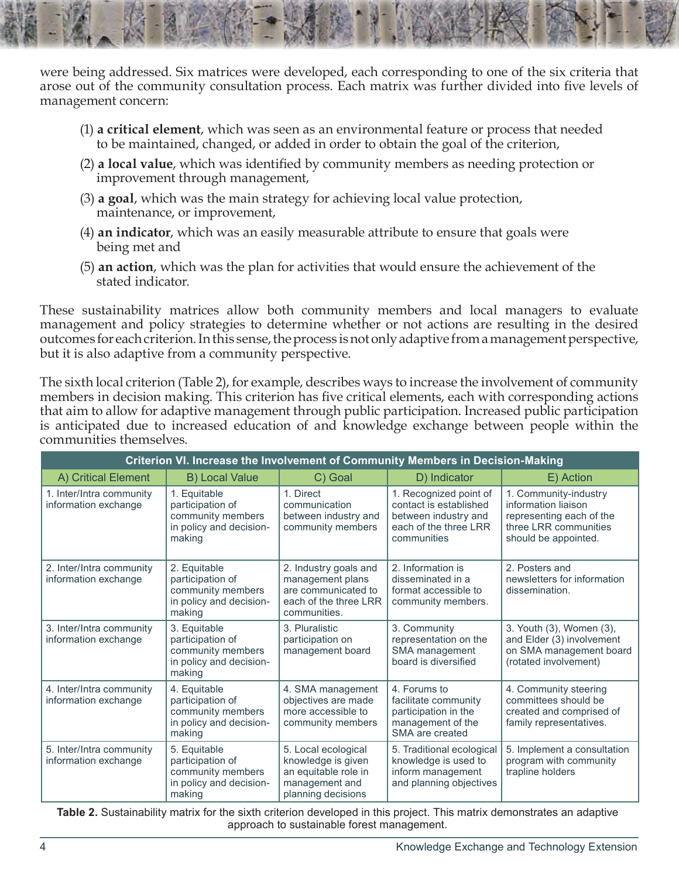were being addressed. Six matrices were developed, each corresponding to one of the six criteria that arose out of the community consultation process. Each matrix was further divided into five levels of management concern:

(1) **a critical element**, which was seen as an environmental feature or process that needed to be maintained, changed, or added in order to obtain the goal of the criterion,

(2) **a local value**, which was identified by community members as needing protection or improvement through management,

(3) **a goal**, which was the main strategy for achieving local value protection, maintenance, or improvement,

(4) **an indicator**, which was an easily measurable attribute to ensure that goals were being met and

(5) **an action**, which was the plan for activities that would ensure the achievement of the stated indicator.

These sustainability matrices allow both community members and local managers to evaluate management and policy strategies to determine whether or not actions are resulting in the desired outcomes for each criterion. In this sense, the process is not only adaptive from a management perspective, but it is also adaptive from a community perspective.

The sixth local criterion (Table 2), for example, describes ways to increase the involvement of community members in decision making. This criterion has five critical elements, each with corresponding actions that aim to allow for adaptive management through public participation. Increased public participation is anticipated due to increased education of and knowledge exchange between people within the communities themselves.

| Criterion VI. Increase the Involvement of Community Members in Decision-Making | | | | |
|---|---|---|---|---|
| A) Critical Element | B) Local Value | C) Goal | D) Indicator | E) Action |
| 1. Inter/Intra community information exchange | 1. Equitable participation of community members in policy and decision-making | 1. Direct communication between industry and community members | 1. Recognized point of contact is established between industry and each of the three LRR communities | 1. Community-industry information liaison representing each of the three LRR communities should be appointed. |
| 2. Inter/Intra community information exchange | 2. Equitable participation of community members in policy and decision-making | 2. Industry goals and management plans are communicated to each of the three LRR communities. | 2. Information is disseminated in a format accessible to community members. | 2. Posters and newsletters for information dissemination. |
| 3. Inter/Intra community information exchange | 3. Equitable participation of community members in policy and decision-making | 3. Pluralistic participation on management board | 3. Community representation on the SMA management board is diversified | 3. Youth (3), Women (3), and Elder (3) involvement on SMA management board (rotated involvement) |
| 4. Inter/Intra community information exchange | 4. Equitable participation of community members in policy and decision-making | 4. SMA management objectives are made more accessible to community members | 4. Forums to facilitate community participation in the management of the SMA are created | 4. Community steering committees should be created and comprised of family representatives. |
| 5. Inter/Intra community information exchange | 5. Equitable participation of community members in policy and decision-making | 5. Local ecological knowledge is given an equitable role in management and planning decisions | 5. Traditional ecological knowledge is used to inform management and planning objectives | 5. Implement a consultation program with community trapline holders |

**Table 2.** Sustainability matrix for the sixth criterion developed in this project. This matrix demonstrates an adaptive approach to sustainable forest management.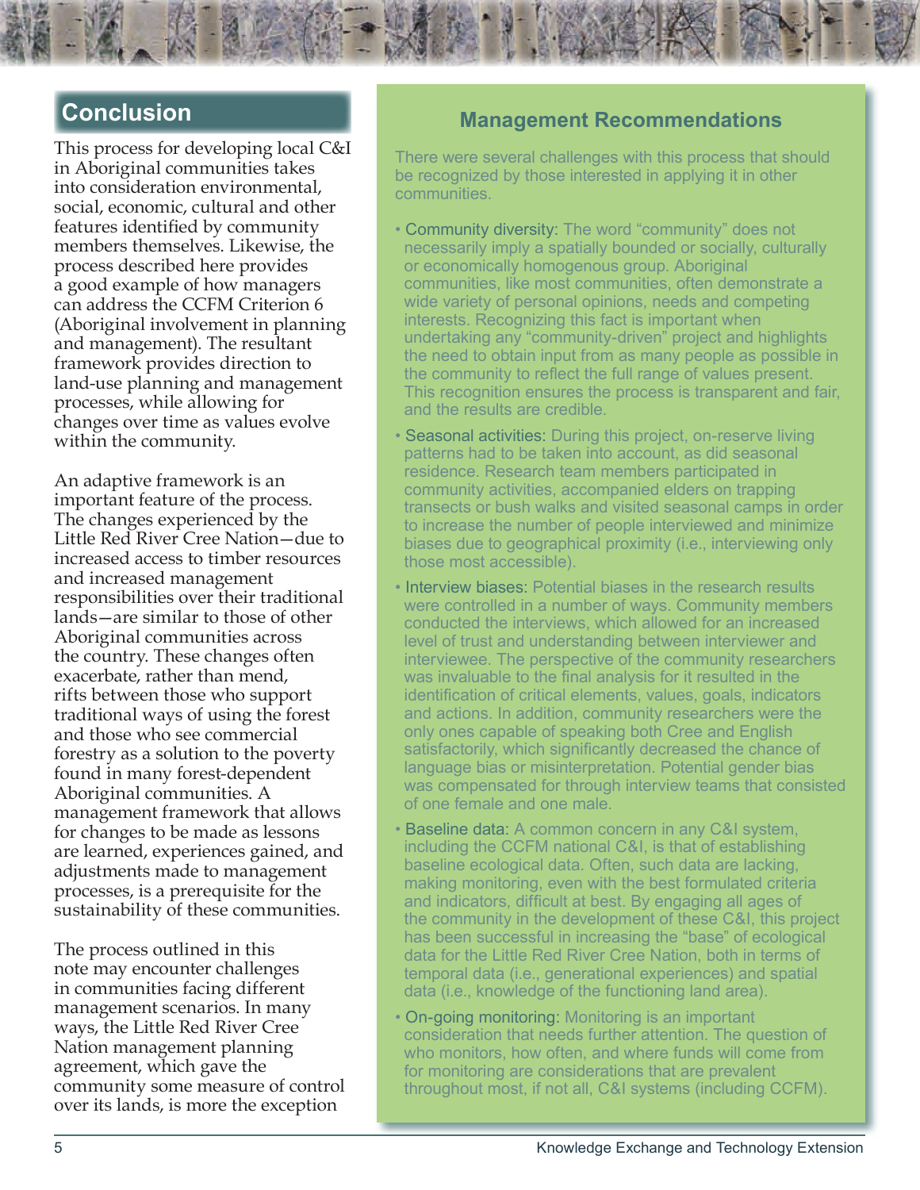## Conclusion

This process for developing local C&I in Aboriginal communities takes into consideration environmental, social, economic, cultural and other features identified by community members themselves. Likewise, the process described here provides a good example of how managers can address the CCFM Criterion 6 (Aboriginal involvement in planning and management). The resultant framework provides direction to land-use planning and management processes, while allowing for changes over time as values evolve within the community.

An adaptive framework is an important feature of the process. The changes experienced by the Little Red River Cree Nation—due to increased access to timber resources and increased management responsibilities over their traditional lands—are similar to those of other Aboriginal communities across the country. These changes often exacerbate, rather than mend, rifts between those who support traditional ways of using the forest and those who see commercial forestry as a solution to the poverty found in many forest-dependent Aboriginal communities. A management framework that allows for changes to be made as lessons are learned, experiences gained, and adjustments made to management processes, is a prerequisite for the sustainability of these communities.

The process outlined in this note may encounter challenges in communities facing different management scenarios. In many ways, the Little Red River Cree Nation management planning agreement, which gave the community some measure of control over its lands, is more the exception

### Management Recommendations

There were several challenges with this process that should be recognized by those interested in applying it in other communities.

- Community diversity: The word "community" does not necessarily imply a spatially bounded or socially, culturally or economically homogenous group. Aboriginal communities, like most communities, often demonstrate a wide variety of personal opinions, needs and competing interests. Recognizing this fact is important when undertaking any "community-driven" project and highlights the need to obtain input from as many people as possible in the community to reflect the full range of values present. This recognition ensures the process is transparent and fair, and the results are credible.
- Seasonal activities: During this project, on-reserve living patterns had to be taken into account, as did seasonal residence. Research team members participated in community activities, accompanied elders on trapping transects or bush walks and visited seasonal camps in order to increase the number of people interviewed and minimize biases due to geographical proximity (i.e., interviewing only those most accessible).
- Interview biases: Potential biases in the research results were controlled in a number of ways. Community members conducted the interviews, which allowed for an increased level of trust and understanding between interviewer and interviewee. The perspective of the community researchers was invaluable to the final analysis for it resulted in the identification of critical elements, values, goals, indicators and actions. In addition, community researchers were the only ones capable of speaking both Cree and English satisfactorily, which significantly decreased the chance of language bias or misinterpretation. Potential gender bias was compensated for through interview teams that consisted of one female and one male.
- Baseline data: A common concern in any C&I system, including the CCFM national C&I, is that of establishing baseline ecological data. Often, such data are lacking, making monitoring, even with the best formulated criteria and indicators, difficult at best. By engaging all ages of the community in the development of these C&I, this project has been successful in increasing the "base" of ecological data for the Little Red River Cree Nation, both in terms of temporal data (i.e., generational experiences) and spatial data (i.e., knowledge of the functioning land area).
- On-going monitoring: Monitoring is an important consideration that needs further attention. The question of who monitors, how often, and where funds will come from for monitoring are considerations that are prevalent throughout most, if not all, C&I systems (including CCFM).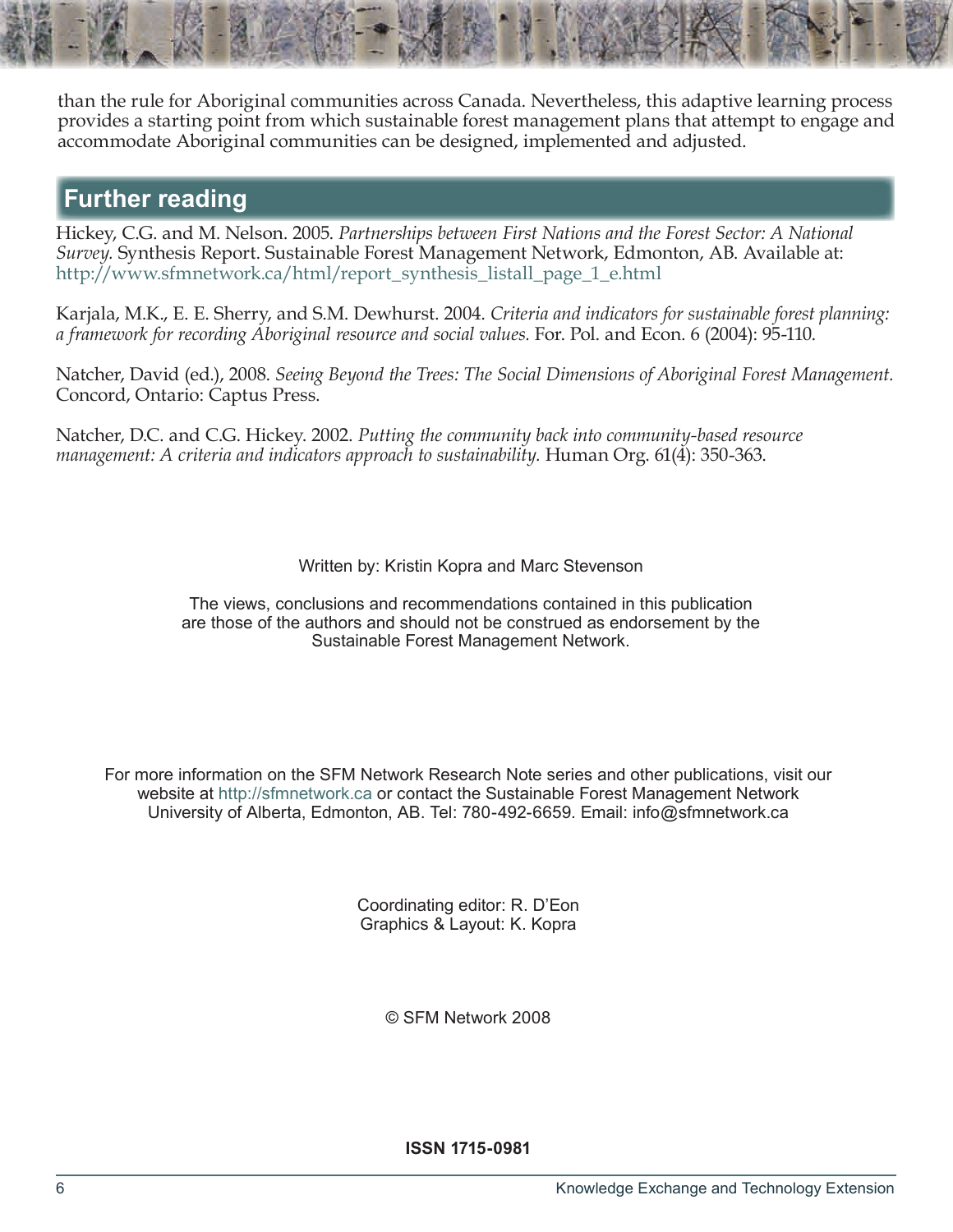than the rule for Aboriginal communities across Canada. Nevertheless, this adaptive learning process provides a starting point from which sustainable forest management plans that attempt to engage and accommodate Aboriginal communities can be designed, implemented and adjusted.

## Further reading

Hickey, C.G. and M. Nelson. 2005. *Partnerships between First Nations and the Forest Sector: A National Survey.* Synthesis Report. Sustainable Forest Management Network, Edmonton, AB. Available at: http://www.sfmnetwork.ca/html/report_synthesis_listall_page_1_e.html

Karjala, M.K., E. E. Sherry, and S.M. Dewhurst. 2004. *Criteria and indicators for sustainable forest planning: a framework for recording Aboriginal resource and social values.* For. Pol. and Econ. 6 (2004): 95-110.

Natcher, David (ed.), 2008. *Seeing Beyond the Trees: The Social Dimensions of Aboriginal Forest Management.* Concord, Ontario: Captus Press.

Natcher, D.C. and C.G. Hickey. 2002. *Putting the community back into community-based resource management: A criteria and indicators approach to sustainability.* Human Org. 61(4): 350-363.

Written by: Kristin Kopra and Marc Stevenson

The views, conclusions and recommendations contained in this publication are those of the authors and should not be construed as endorsement by the Sustainable Forest Management Network.

For more information on the SFM Network Research Note series and other publications, visit our website at http://sfmnetwork.ca or contact the Sustainable Forest Management Network University of Alberta, Edmonton, AB. Tel: 780-492-6659. Email: info@sfmnetwork.ca

Coordinating editor: R. D'Eon
Graphics & Layout: K. Kopra

© SFM Network 2008

**ISSN 1715-0981**